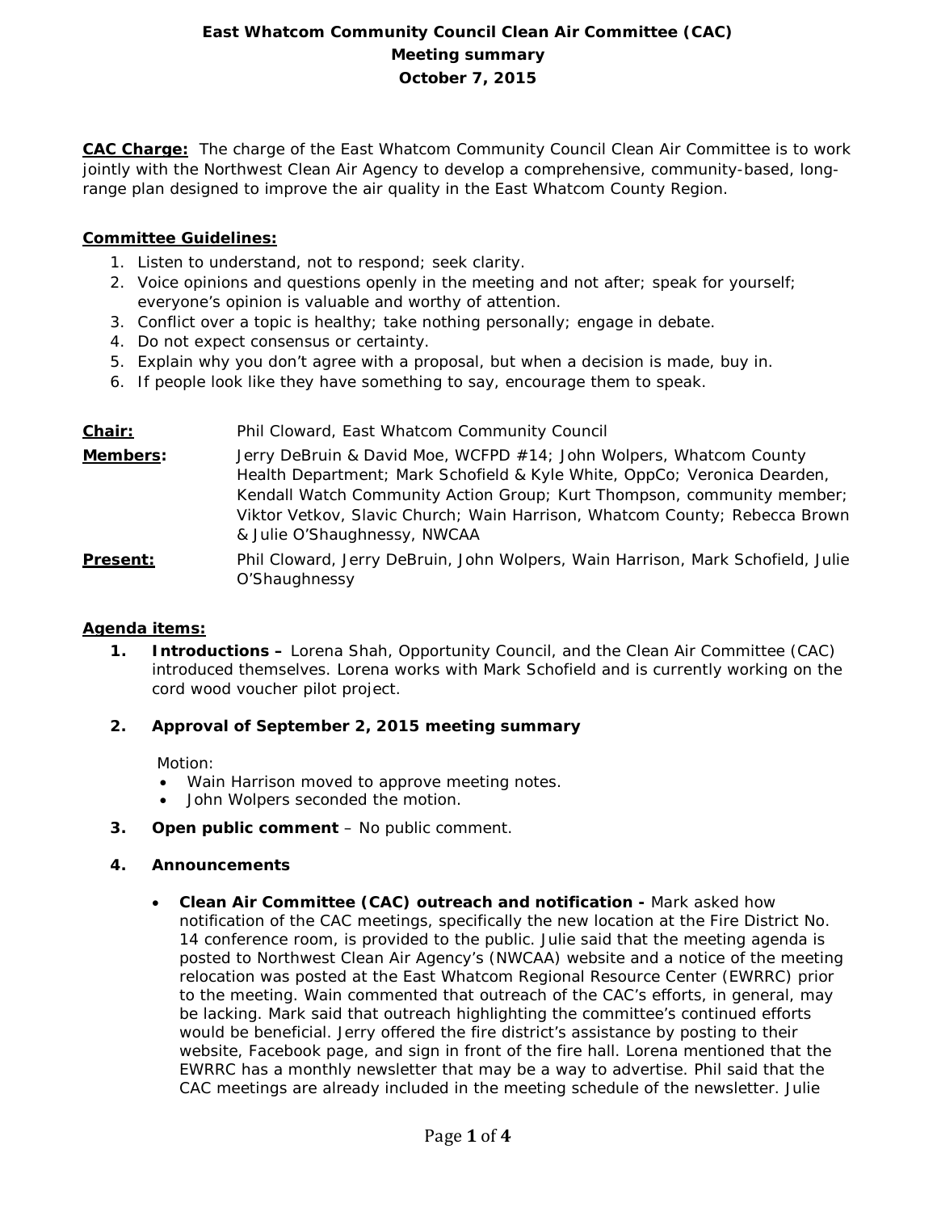# East Whatcom Community Council Clean Air Committee (CAC)
## Meeting summary
## October 7, 2015

**<u>CAC Charge:</u>** The charge of the East Whatcom Community Council Clean Air Committee is to work jointly with the Northwest Clean Air Agency to develop a comprehensive, community-based, long-range plan designed to improve the air quality in the East Whatcom County Region.

**<u>Committee Guidelines:</u>**

1. Listen to understand, not to respond; seek clarity.
2. Voice opinions and questions openly in the meeting and not after; speak for yourself; everyone's opinion is valuable and worthy of attention.
3. Conflict over a topic is healthy; take nothing personally; engage in debate.
4. Do not expect consensus or certainty.
5. Explain why you don't agree with a proposal, but when a decision is made, buy in.
6. If people look like they have something to say, encourage them to speak.

**<u>Chair:</u>** Phil Cloward, East Whatcom Community Council

**<u>Members</u>:** Jerry DeBruin & David Moe, WCFPD #14; John Wolpers, Whatcom County Health Department; Mark Schofield & Kyle White, OppCo; Veronica Dearden, Kendall Watch Community Action Group; Kurt Thompson, community member; Viktor Vetkov, Slavic Church; Wain Harrison, Whatcom County; Rebecca Brown & Julie O'Shaughnessy, NWCAA

**<u>Present:</u>** Phil Cloward, Jerry DeBruin, John Wolpers, Wain Harrison, Mark Schofield, Julie O'Shaughnessy

**<u>Agenda items:</u>**

1. **Introductions –** Lorena Shah, Opportunity Council, and the Clean Air Committee (CAC) introduced themselves. Lorena works with Mark Schofield and is currently working on the cord wood voucher pilot project.

2. **Approval of September 2, 2015 meeting summary**

   Motion:
   - Wain Harrison moved to approve meeting notes.
   - John Wolpers seconded the motion.

3. **Open public comment** – No public comment.

4. **Announcements**

   - **Clean Air Committee (CAC) outreach and notification -** Mark asked how notification of the CAC meetings, specifically the new location at the Fire District No. 14 conference room, is provided to the public. Julie said that the meeting agenda is posted to Northwest Clean Air Agency's (NWCAA) website and a notice of the meeting relocation was posted at the East Whatcom Regional Resource Center (EWRRC) prior to the meeting. Wain commented that outreach of the CAC's efforts, in general, may be lacking. Mark said that outreach highlighting the committee's continued efforts would be beneficial. Jerry offered the fire district's assistance by posting to their website, Facebook page, and sign in front of the fire hall. Lorena mentioned that the EWRRC has a monthly newsletter that may be a way to advertise. Phil said that the CAC meetings are already included in the meeting schedule of the newsletter. Julie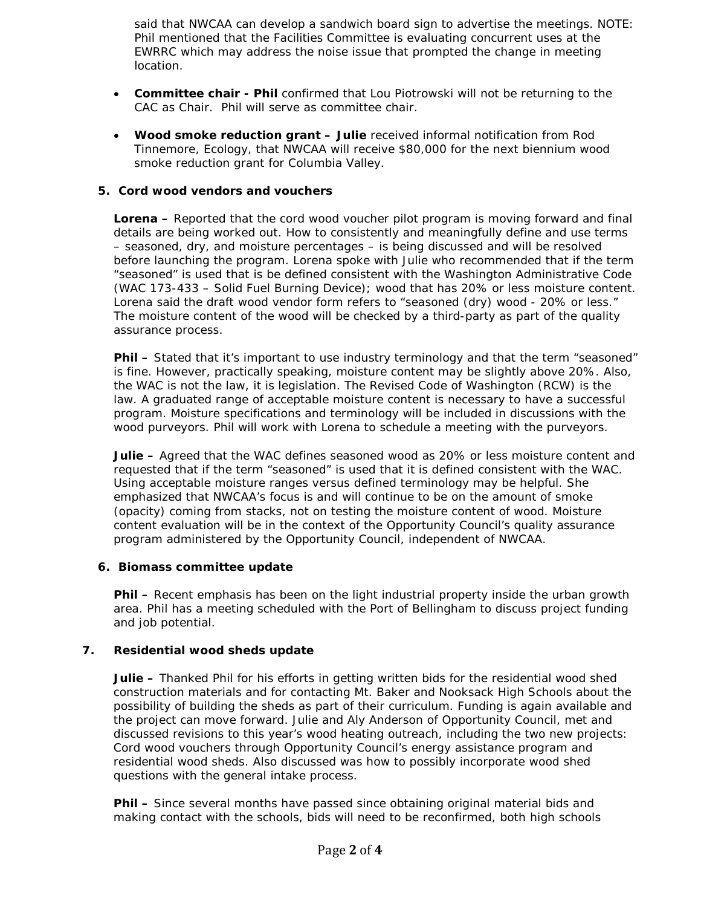said that NWCAA can develop a sandwich board sign to advertise the meetings. NOTE: Phil mentioned that the Facilities Committee is evaluating concurrent uses at the EWRRC which may address the noise issue that prompted the change in meeting location.

- **Committee chair - Phil** confirmed that Lou Piotrowski will not be returning to the CAC as Chair. Phil will serve as committee chair.
- **Wood smoke reduction grant – Julie** received informal notification from Rod Tinnemore, Ecology, that NWCAA will receive $80,000 for the next biennium wood smoke reduction grant for Columbia Valley.

**5. Cord wood vendors and vouchers**

**Lorena –** Reported that the cord wood voucher pilot program is moving forward and final details are being worked out. How to consistently and meaningfully define and use terms – seasoned, dry, and moisture percentages – is being discussed and will be resolved before launching the program. Lorena spoke with Julie who recommended that if the term "seasoned" is used that is be defined consistent with the Washington Administrative Code (WAC 173-433 – Solid Fuel Burning Device); wood that has 20% or less moisture content. Lorena said the draft wood vendor form refers to "seasoned (dry) wood - 20% or less." The moisture content of the wood will be checked by a third-party as part of the quality assurance process.

**Phil –** Stated that it's important to use industry terminology and that the term "seasoned" is fine. However, practically speaking, moisture content may be slightly above 20%. Also, the WAC is not the law, it is legislation. The Revised Code of Washington (RCW) is the law. A graduated range of acceptable moisture content is necessary to have a successful program. Moisture specifications and terminology will be included in discussions with the wood purveyors. Phil will work with Lorena to schedule a meeting with the purveyors.

**Julie –** Agreed that the WAC defines seasoned wood as 20% or less moisture content and requested that if the term "seasoned" is used that it is defined consistent with the WAC. Using acceptable moisture ranges versus defined terminology may be helpful. She emphasized that NWCAA's focus is and will continue to be on the amount of smoke (opacity) coming from stacks, not on testing the moisture content of wood. Moisture content evaluation will be in the context of the Opportunity Council's quality assurance program administered by the Opportunity Council, independent of NWCAA.

**6. Biomass committee update**

**Phil –** Recent emphasis has been on the light industrial property inside the urban growth area. Phil has a meeting scheduled with the Port of Bellingham to discuss project funding and job potential.

**7. Residential wood sheds update**

**Julie –** Thanked Phil for his efforts in getting written bids for the residential wood shed construction materials and for contacting Mt. Baker and Nooksack High Schools about the possibility of building the sheds as part of their curriculum. Funding is again available and the project can move forward. Julie and Aly Anderson of Opportunity Council, met and discussed revisions to this year's wood heating outreach, including the two new projects: Cord wood vouchers through Opportunity Council's energy assistance program and residential wood sheds. Also discussed was how to possibly incorporate wood shed questions with the general intake process.

**Phil –** Since several months have passed since obtaining original material bids and making contact with the schools, bids will need to be reconfirmed, both high schools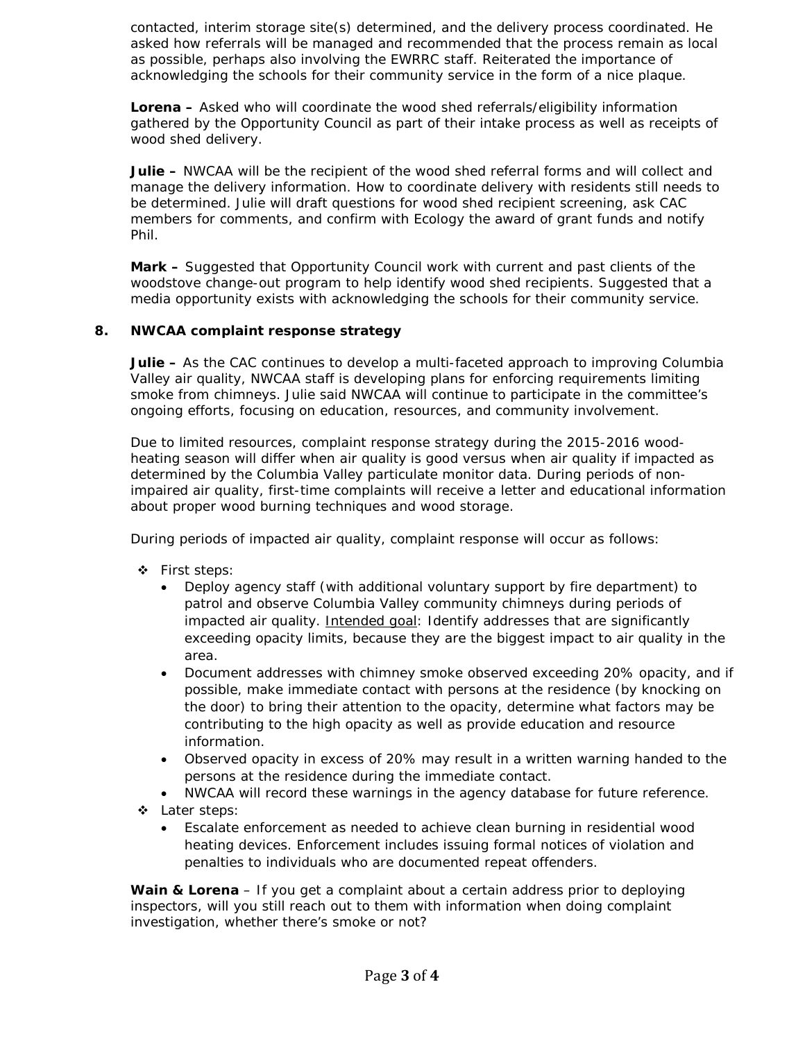contacted, interim storage site(s) determined, and the delivery process coordinated. He asked how referrals will be managed and recommended that the process remain as local as possible, perhaps also involving the EWRRC staff. Reiterated the importance of acknowledging the schools for their community service in the form of a nice plaque.

**Lorena –** Asked who will coordinate the wood shed referrals/eligibility information gathered by the Opportunity Council as part of their intake process as well as receipts of wood shed delivery.

**Julie –** NWCAA will be the recipient of the wood shed referral forms and will collect and manage the delivery information. How to coordinate delivery with residents still needs to be determined. Julie will draft questions for wood shed recipient screening, ask CAC members for comments, and confirm with Ecology the award of grant funds and notify Phil.

**Mark –** Suggested that Opportunity Council work with current and past clients of the woodstove change-out program to help identify wood shed recipients. Suggested that a media opportunity exists with acknowledging the schools for their community service.

## 8. NWCAA complaint response strategy

**Julie –** As the CAC continues to develop a multi-faceted approach to improving Columbia Valley air quality, NWCAA staff is developing plans for enforcing requirements limiting smoke from chimneys. Julie said NWCAA will continue to participate in the committee's ongoing efforts, focusing on education, resources, and community involvement.

Due to limited resources, complaint response strategy during the 2015-2016 wood-heating season will differ when air quality is good versus when air quality if impacted as determined by the Columbia Valley particulate monitor data. During periods of non-impaired air quality, first-time complaints will receive a letter and educational information about proper wood burning techniques and wood storage.

During periods of impacted air quality, complaint response will occur as follows:

- First steps:
  - Deploy agency staff (with additional voluntary support by fire department) to patrol and observe Columbia Valley community chimneys during periods of impacted air quality. Intended goal: Identify addresses that are significantly exceeding opacity limits, because they are the biggest impact to air quality in the area.
  - Document addresses with chimney smoke observed exceeding 20% opacity, and if possible, make immediate contact with persons at the residence (by knocking on the door) to bring their attention to the opacity, determine what factors may be contributing to the high opacity as well as provide education and resource information.
  - Observed opacity in excess of 20% may result in a written warning handed to the persons at the residence during the immediate contact.
  - NWCAA will record these warnings in the agency database for future reference.
- Later steps:
  - Escalate enforcement as needed to achieve clean burning in residential wood heating devices. Enforcement includes issuing formal notices of violation and penalties to individuals who are documented repeat offenders.

**Wain & Lorena** – If you get a complaint about a certain address prior to deploying inspectors, will you still reach out to them with information when doing complaint investigation, whether there's smoke or not?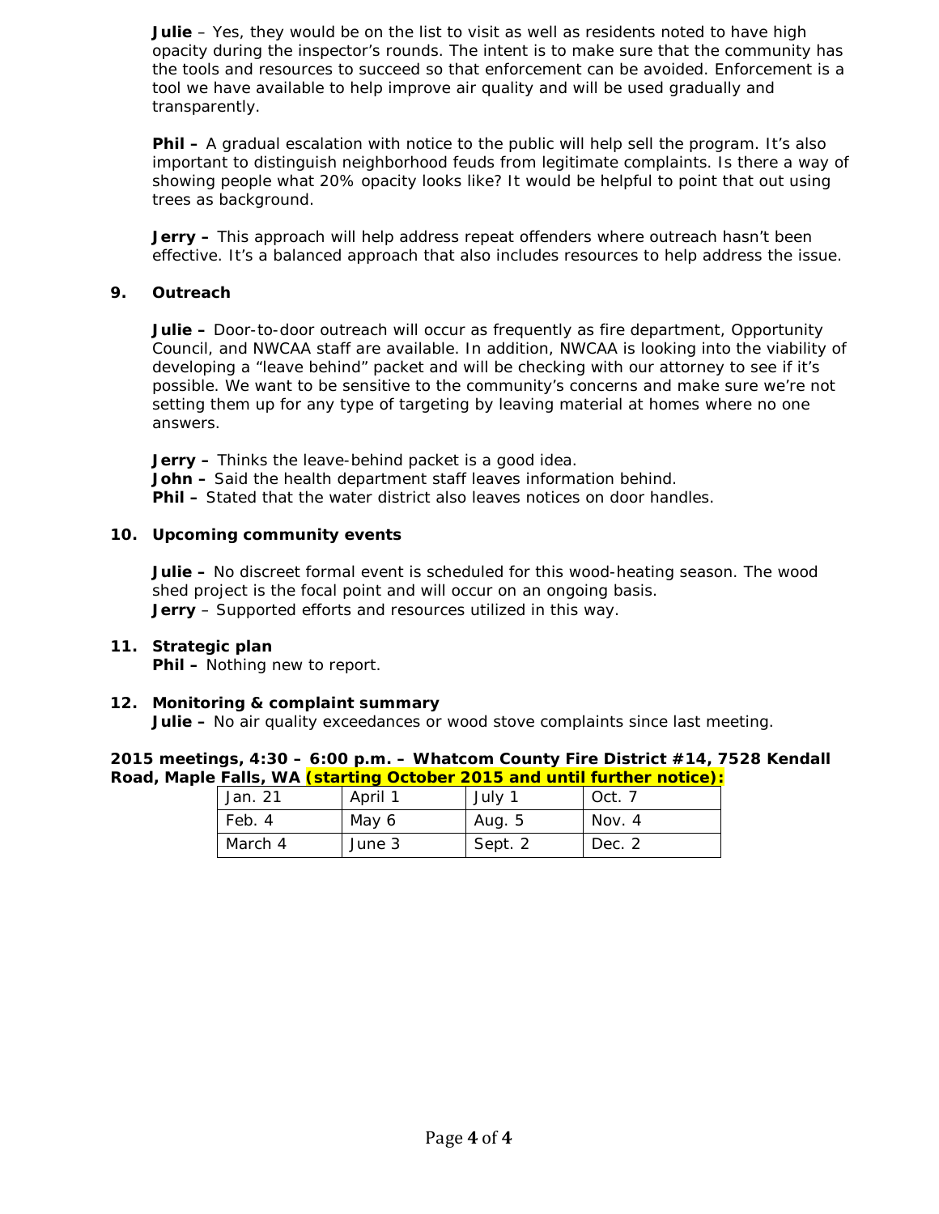**Julie** – Yes, they would be on the list to visit as well as residents noted to have high opacity during the inspector's rounds. The intent is to make sure that the community has the tools and resources to succeed so that enforcement can be avoided. Enforcement is a tool we have available to help improve air quality and will be used gradually and transparently.

**Phil –** A gradual escalation with notice to the public will help sell the program. It's also important to distinguish neighborhood feuds from legitimate complaints. Is there a way of showing people what 20% opacity looks like? It would be helpful to point that out using trees as background.

**Jerry –** This approach will help address repeat offenders where outreach hasn't been effective. It's a balanced approach that also includes resources to help address the issue.

**9. Outreach**

**Julie –** Door-to-door outreach will occur as frequently as fire department, Opportunity Council, and NWCAA staff are available. In addition, NWCAA is looking into the viability of developing a "leave behind" packet and will be checking with our attorney to see if it's possible. We want to be sensitive to the community's concerns and make sure we're not setting them up for any type of targeting by leaving material at homes where no one answers.

**Jerry –** Thinks the leave-behind packet is a good idea.
**John –** Said the health department staff leaves information behind.
**Phil –** Stated that the water district also leaves notices on door handles.

**10. Upcoming community events**

**Julie –** No discreet formal event is scheduled for this wood-heating season. The wood shed project is the focal point and will occur on an ongoing basis.
**Jerry** – Supported efforts and resources utilized in this way.

**11. Strategic plan**
**Phil –** Nothing new to report.

**12. Monitoring & complaint summary**
**Julie –** No air quality exceedances or wood stove complaints since last meeting.

**2015 meetings, 4:30 – 6:00 p.m. – Whatcom County Fire District #14, 7528 Kendall Road, Maple Falls, WA (starting October 2015 and until further notice):**

| | | | |
|---|---|---|---|
| Jan. 21 | April 1 | July 1 | Oct. 7 |
| Feb. 4 | May 6 | Aug. 5 | Nov. 4 |
| March 4 | June 3 | Sept. 2 | Dec. 2 |